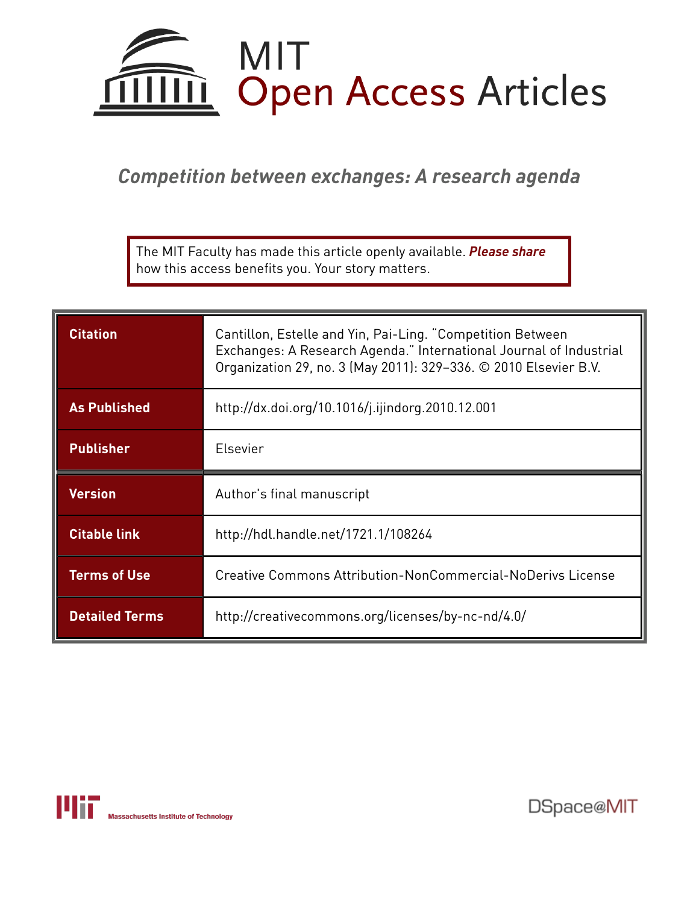# MIT Open Access Articles

## *Competition between exchanges: A research agenda*

The MIT Faculty has made this article openly available. ***Please share*** how this access benefits you. Your story matters.

| | |
|---|---|
| **Citation** | Cantillon, Estelle and Yin, Pai-Ling. "Competition Between Exchanges: A Research Agenda." International Journal of Industrial Organization 29, no. 3 (May 2011): 329–336. © 2010 Elsevier B.V. |
| **As Published** | http://dx.doi.org/10.1016/j.ijindorg.2010.12.001 |
| **Publisher** | Elsevier |
| **Version** | Author's final manuscript |
| **Citable link** | http://hdl.handle.net/1721.1/108264 |
| **Terms of Use** | Creative Commons Attribution-NonCommercial-NoDerivs License |
| **Detailed Terms** | http://creativecommons.org/licenses/by-nc-nd/4.0/ |

Massachusetts Institute of Technology

DSpace@MIT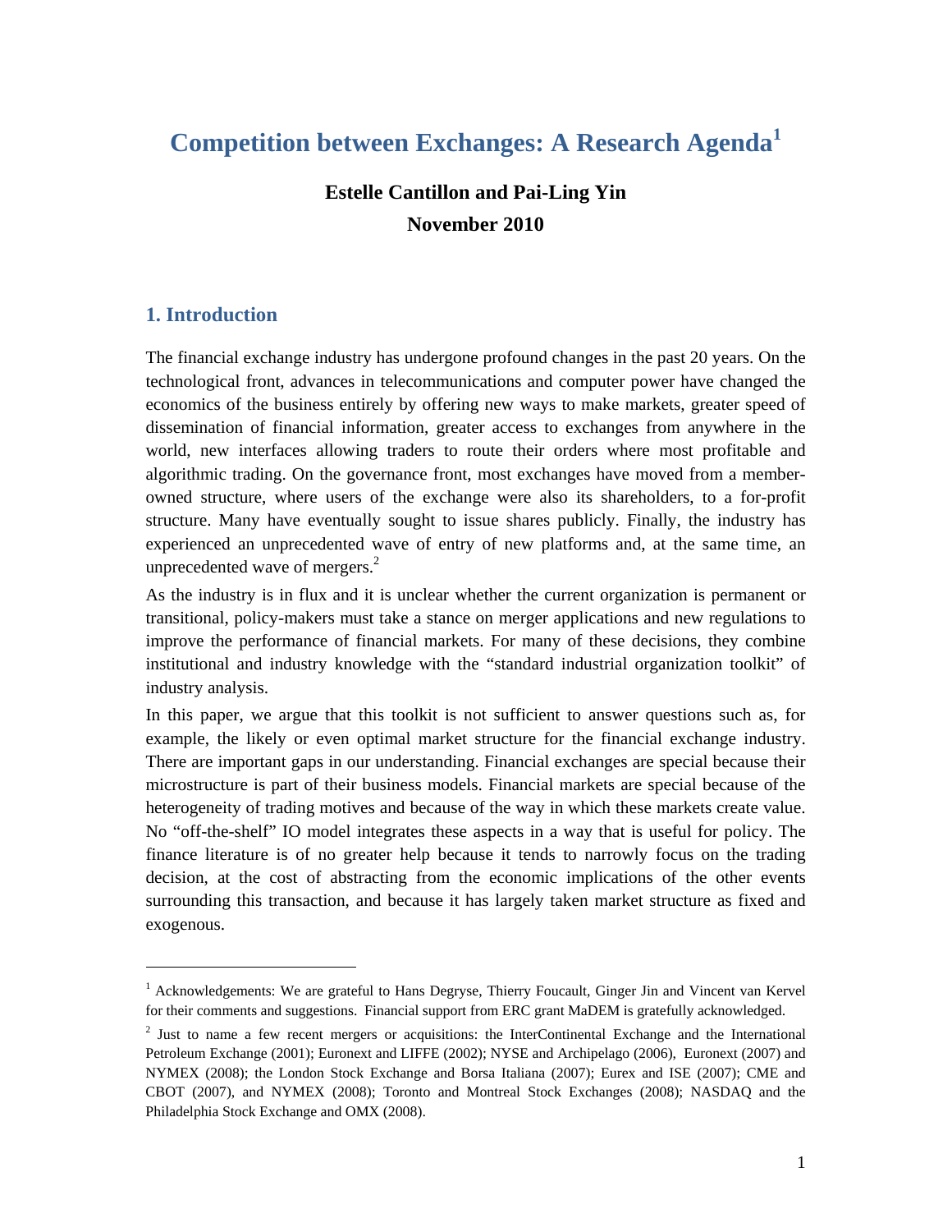# Competition between Exchanges: A Research Agenda[1]

**Estelle Cantillon and Pai-Ling Yin**

**November 2010**

## 1. Introduction

The financial exchange industry has undergone profound changes in the past 20 years. On the technological front, advances in telecommunications and computer power have changed the economics of the business entirely by offering new ways to make markets, greater speed of dissemination of financial information, greater access to exchanges from anywhere in the world, new interfaces allowing traders to route their orders where most profitable and algorithmic trading. On the governance front, most exchanges have moved from a member-owned structure, where users of the exchange were also its shareholders, to a for-profit structure. Many have eventually sought to issue shares publicly. Finally, the industry has experienced an unprecedented wave of entry of new platforms and, at the same time, an unprecedented wave of mergers.[2]

As the industry is in flux and it is unclear whether the current organization is permanent or transitional, policy-makers must take a stance on merger applications and new regulations to improve the performance of financial markets. For many of these decisions, they combine institutional and industry knowledge with the "standard industrial organization toolkit" of industry analysis.

In this paper, we argue that this toolkit is not sufficient to answer questions such as, for example, the likely or even optimal market structure for the financial exchange industry. There are important gaps in our understanding. Financial exchanges are special because their microstructure is part of their business models. Financial markets are special because of the heterogeneity of trading motives and because of the way in which these markets create value. No "off-the-shelf" IO model integrates these aspects in a way that is useful for policy. The finance literature is of no greater help because it tends to narrowly focus on the trading decision, at the cost of abstracting from the economic implications of the other events surrounding this transaction, and because it has largely taken market structure as fixed and exogenous.

---

[1] Acknowledgements: We are grateful to Hans Degryse, Thierry Foucault, Ginger Jin and Vincent van Kervel for their comments and suggestions. Financial support from ERC grant MaDEM is gratefully acknowledged.

[2] Just to name a few recent mergers or acquisitions: the InterContinental Exchange and the International Petroleum Exchange (2001); Euronext and LIFFE (2002); NYSE and Archipelago (2006), Euronext (2007) and NYMEX (2008); the London Stock Exchange and Borsa Italiana (2007); Eurex and ISE (2007); CME and CBOT (2007), and NYMEX (2008); Toronto and Montreal Stock Exchanges (2008); NASDAQ and the Philadelphia Stock Exchange and OMX (2008).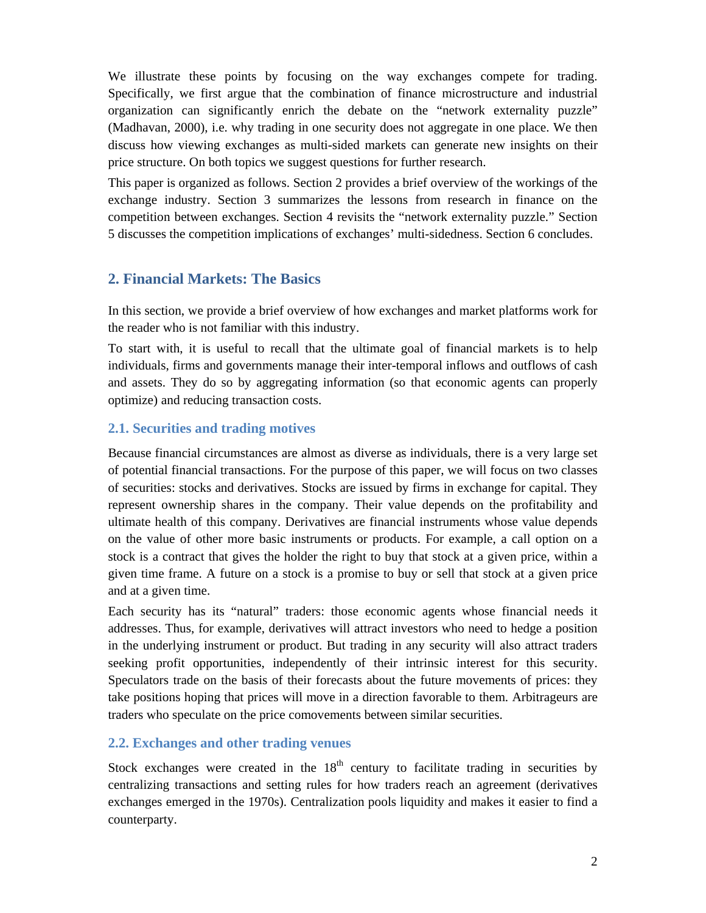We illustrate these points by focusing on the way exchanges compete for trading. Specifically, we first argue that the combination of finance microstructure and industrial organization can significantly enrich the debate on the "network externality puzzle" (Madhavan, 2000), i.e. why trading in one security does not aggregate in one place. We then discuss how viewing exchanges as multi-sided markets can generate new insights on their price structure. On both topics we suggest questions for further research.

This paper is organized as follows. Section 2 provides a brief overview of the workings of the exchange industry. Section 3 summarizes the lessons from research in finance on the competition between exchanges. Section 4 revisits the "network externality puzzle." Section 5 discusses the competition implications of exchanges' multi-sidedness. Section 6 concludes.

## 2. Financial Markets: The Basics

In this section, we provide a brief overview of how exchanges and market platforms work for the reader who is not familiar with this industry.

To start with, it is useful to recall that the ultimate goal of financial markets is to help individuals, firms and governments manage their inter-temporal inflows and outflows of cash and assets. They do so by aggregating information (so that economic agents can properly optimize) and reducing transaction costs.

### 2.1. Securities and trading motives

Because financial circumstances are almost as diverse as individuals, there is a very large set of potential financial transactions. For the purpose of this paper, we will focus on two classes of securities: stocks and derivatives. Stocks are issued by firms in exchange for capital. They represent ownership shares in the company. Their value depends on the profitability and ultimate health of this company. Derivatives are financial instruments whose value depends on the value of other more basic instruments or products. For example, a call option on a stock is a contract that gives the holder the right to buy that stock at a given price, within a given time frame. A future on a stock is a promise to buy or sell that stock at a given price and at a given time.

Each security has its "natural" traders: those economic agents whose financial needs it addresses. Thus, for example, derivatives will attract investors who need to hedge a position in the underlying instrument or product. But trading in any security will also attract traders seeking profit opportunities, independently of their intrinsic interest for this security. Speculators trade on the basis of their forecasts about the future movements of prices: they take positions hoping that prices will move in a direction favorable to them. Arbitrageurs are traders who speculate on the price comovements between similar securities.

### 2.2. Exchanges and other trading venues

Stock exchanges were created in the 18th century to facilitate trading in securities by centralizing transactions and setting rules for how traders reach an agreement (derivatives exchanges emerged in the 1970s). Centralization pools liquidity and makes it easier to find a counterparty.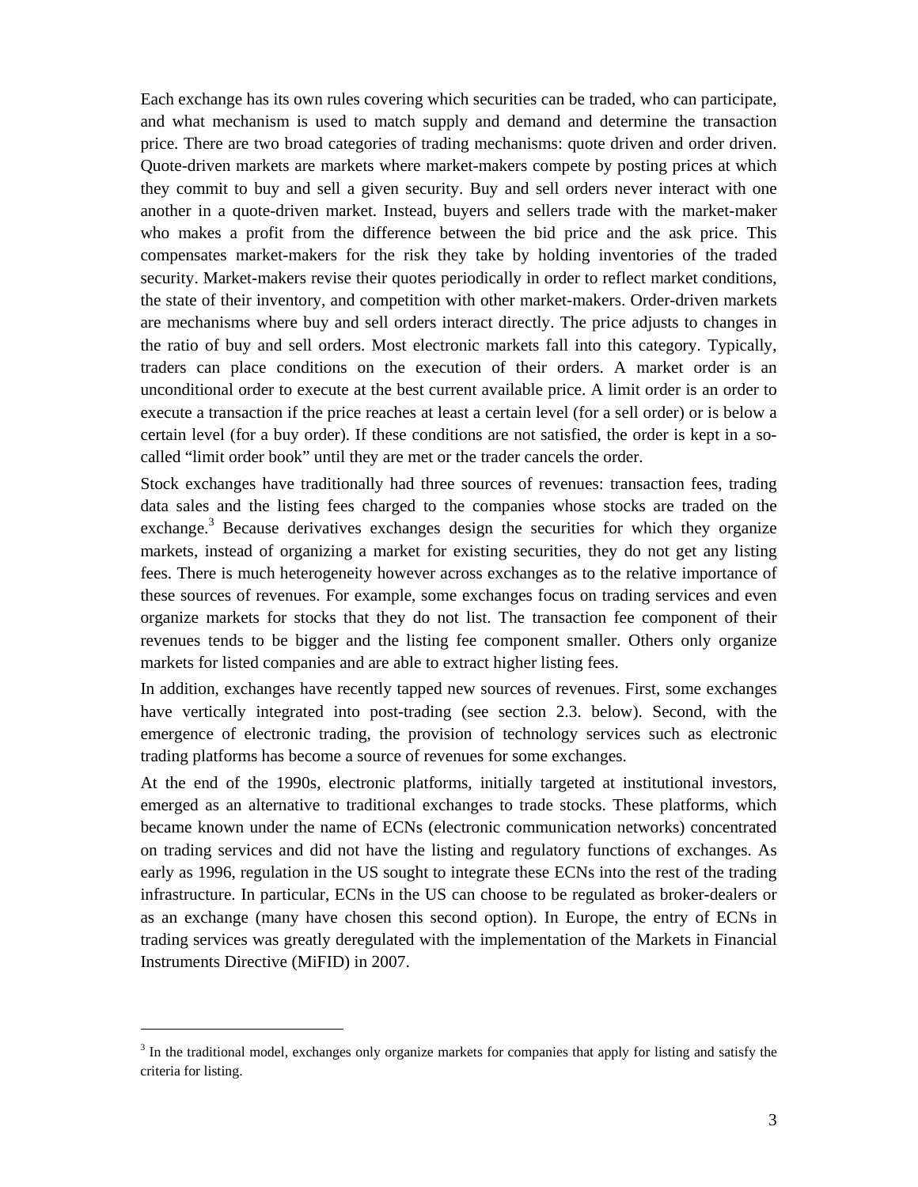Each exchange has its own rules covering which securities can be traded, who can participate, and what mechanism is used to match supply and demand and determine the transaction price. There are two broad categories of trading mechanisms: quote driven and order driven. Quote-driven markets are markets where market-makers compete by posting prices at which they commit to buy and sell a given security. Buy and sell orders never interact with one another in a quote-driven market. Instead, buyers and sellers trade with the market-maker who makes a profit from the difference between the bid price and the ask price. This compensates market-makers for the risk they take by holding inventories of the traded security. Market-makers revise their quotes periodically in order to reflect market conditions, the state of their inventory, and competition with other market-makers. Order-driven markets are mechanisms where buy and sell orders interact directly. The price adjusts to changes in the ratio of buy and sell orders. Most electronic markets fall into this category. Typically, traders can place conditions on the execution of their orders. A market order is an unconditional order to execute at the best current available price. A limit order is an order to execute a transaction if the price reaches at least a certain level (for a sell order) or is below a certain level (for a buy order). If these conditions are not satisfied, the order is kept in a so-called "limit order book" until they are met or the trader cancels the order.

Stock exchanges have traditionally had three sources of revenues: transaction fees, trading data sales and the listing fees charged to the companies whose stocks are traded on the exchange.[3] Because derivatives exchanges design the securities for which they organize markets, instead of organizing a market for existing securities, they do not get any listing fees. There is much heterogeneity however across exchanges as to the relative importance of these sources of revenues. For example, some exchanges focus on trading services and even organize markets for stocks that they do not list. The transaction fee component of their revenues tends to be bigger and the listing fee component smaller. Others only organize markets for listed companies and are able to extract higher listing fees.

In addition, exchanges have recently tapped new sources of revenues. First, some exchanges have vertically integrated into post-trading (see section 2.3. below). Second, with the emergence of electronic trading, the provision of technology services such as electronic trading platforms has become a source of revenues for some exchanges.

At the end of the 1990s, electronic platforms, initially targeted at institutional investors, emerged as an alternative to traditional exchanges to trade stocks. These platforms, which became known under the name of ECNs (electronic communication networks) concentrated on trading services and did not have the listing and regulatory functions of exchanges. As early as 1996, regulation in the US sought to integrate these ECNs into the rest of the trading infrastructure. In particular, ECNs in the US can choose to be regulated as broker-dealers or as an exchange (many have chosen this second option). In Europe, the entry of ECNs in trading services was greatly deregulated with the implementation of the Markets in Financial Instruments Directive (MiFID) in 2007.

[3] In the traditional model, exchanges only organize markets for companies that apply for listing and satisfy the criteria for listing.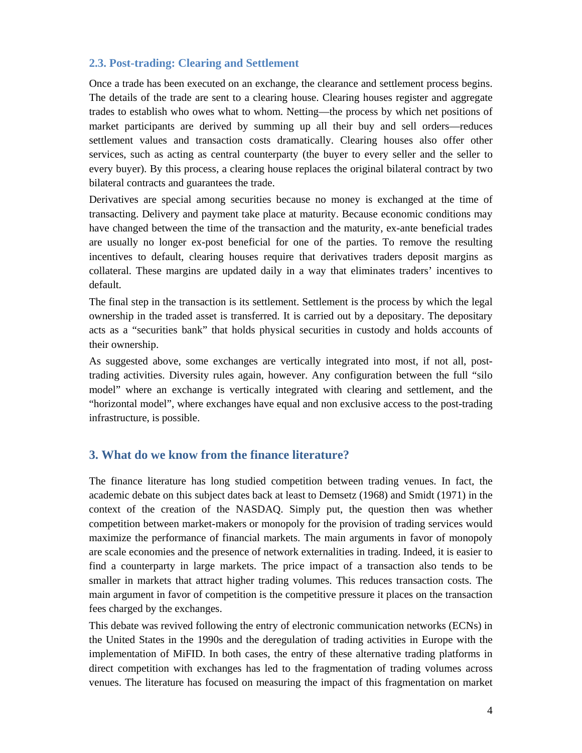### 2.3. Post-trading: Clearing and Settlement

Once a trade has been executed on an exchange, the clearance and settlement process begins. The details of the trade are sent to a clearing house. Clearing houses register and aggregate trades to establish who owes what to whom. Netting—the process by which net positions of market participants are derived by summing up all their buy and sell orders—reduces settlement values and transaction costs dramatically. Clearing houses also offer other services, such as acting as central counterparty (the buyer to every seller and the seller to every buyer). By this process, a clearing house replaces the original bilateral contract by two bilateral contracts and guarantees the trade.

Derivatives are special among securities because no money is exchanged at the time of transacting. Delivery and payment take place at maturity. Because economic conditions may have changed between the time of the transaction and the maturity, ex-ante beneficial trades are usually no longer ex-post beneficial for one of the parties. To remove the resulting incentives to default, clearing houses require that derivatives traders deposit margins as collateral. These margins are updated daily in a way that eliminates traders' incentives to default.

The final step in the transaction is its settlement. Settlement is the process by which the legal ownership in the traded asset is transferred. It is carried out by a depositary. The depositary acts as a "securities bank" that holds physical securities in custody and holds accounts of their ownership.

As suggested above, some exchanges are vertically integrated into most, if not all, post-trading activities. Diversity rules again, however. Any configuration between the full "silo model" where an exchange is vertically integrated with clearing and settlement, and the "horizontal model", where exchanges have equal and non exclusive access to the post-trading infrastructure, is possible.

## 3. What do we know from the finance literature?

The finance literature has long studied competition between trading venues. In fact, the academic debate on this subject dates back at least to Demsetz (1968) and Smidt (1971) in the context of the creation of the NASDAQ. Simply put, the question then was whether competition between market-makers or monopoly for the provision of trading services would maximize the performance of financial markets. The main arguments in favor of monopoly are scale economies and the presence of network externalities in trading. Indeed, it is easier to find a counterparty in large markets. The price impact of a transaction also tends to be smaller in markets that attract higher trading volumes. This reduces transaction costs. The main argument in favor of competition is the competitive pressure it places on the transaction fees charged by the exchanges.

This debate was revived following the entry of electronic communication networks (ECNs) in the United States in the 1990s and the deregulation of trading activities in Europe with the implementation of MiFID. In both cases, the entry of these alternative trading platforms in direct competition with exchanges has led to the fragmentation of trading volumes across venues. The literature has focused on measuring the impact of this fragmentation on market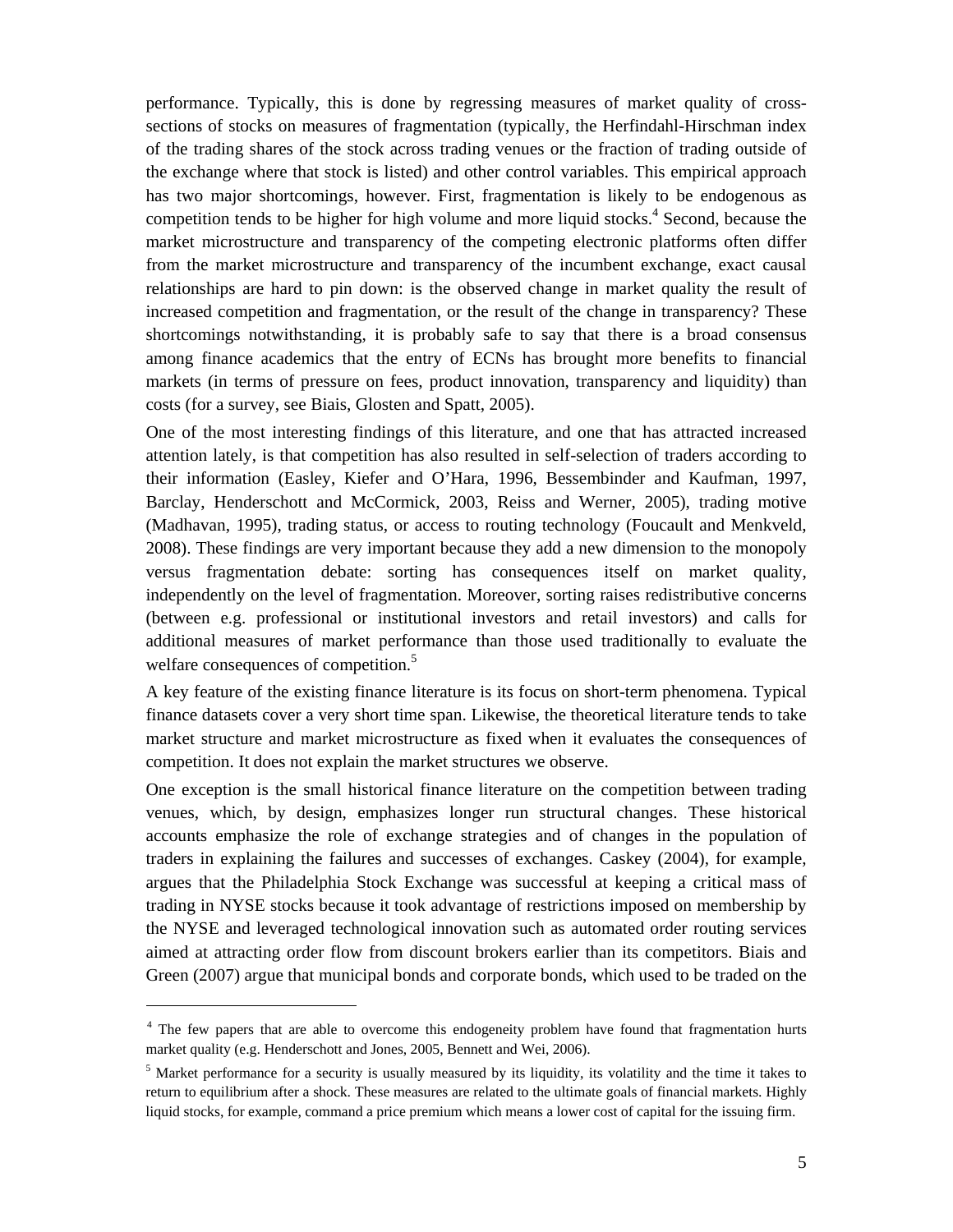performance. Typically, this is done by regressing measures of market quality of cross-sections of stocks on measures of fragmentation (typically, the Herfindahl-Hirschman index of the trading shares of the stock across trading venues or the fraction of trading outside of the exchange where that stock is listed) and other control variables. This empirical approach has two major shortcomings, however. First, fragmentation is likely to be endogenous as competition tends to be higher for high volume and more liquid stocks.[4] Second, because the market microstructure and transparency of the competing electronic platforms often differ from the market microstructure and transparency of the incumbent exchange, exact causal relationships are hard to pin down: is the observed change in market quality the result of increased competition and fragmentation, or the result of the change in transparency? These shortcomings notwithstanding, it is probably safe to say that there is a broad consensus among finance academics that the entry of ECNs has brought more benefits to financial markets (in terms of pressure on fees, product innovation, transparency and liquidity) than costs (for a survey, see Biais, Glosten and Spatt, 2005).

One of the most interesting findings of this literature, and one that has attracted increased attention lately, is that competition has also resulted in self-selection of traders according to their information (Easley, Kiefer and O'Hara, 1996, Bessembinder and Kaufman, 1997, Barclay, Henderschott and McCormick, 2003, Reiss and Werner, 2005), trading motive (Madhavan, 1995), trading status, or access to routing technology (Foucault and Menkveld, 2008). These findings are very important because they add a new dimension to the monopoly versus fragmentation debate: sorting has consequences itself on market quality, independently on the level of fragmentation. Moreover, sorting raises redistributive concerns (between e.g. professional or institutional investors and retail investors) and calls for additional measures of market performance than those used traditionally to evaluate the welfare consequences of competition.[5]

A key feature of the existing finance literature is its focus on short-term phenomena. Typical finance datasets cover a very short time span. Likewise, the theoretical literature tends to take market structure and market microstructure as fixed when it evaluates the consequences of competition. It does not explain the market structures we observe.

One exception is the small historical finance literature on the competition between trading venues, which, by design, emphasizes longer run structural changes. These historical accounts emphasize the role of exchange strategies and of changes in the population of traders in explaining the failures and successes of exchanges. Caskey (2004), for example, argues that the Philadelphia Stock Exchange was successful at keeping a critical mass of trading in NYSE stocks because it took advantage of restrictions imposed on membership by the NYSE and leveraged technological innovation such as automated order routing services aimed at attracting order flow from discount brokers earlier than its competitors. Biais and Green (2007) argue that municipal bonds and corporate bonds, which used to be traded on the

---

[4] The few papers that are able to overcome this endogeneity problem have found that fragmentation hurts market quality (e.g. Henderschott and Jones, 2005, Bennett and Wei, 2006).

[5] Market performance for a security is usually measured by its liquidity, its volatility and the time it takes to return to equilibrium after a shock. These measures are related to the ultimate goals of financial markets. Highly liquid stocks, for example, command a price premium which means a lower cost of capital for the issuing firm.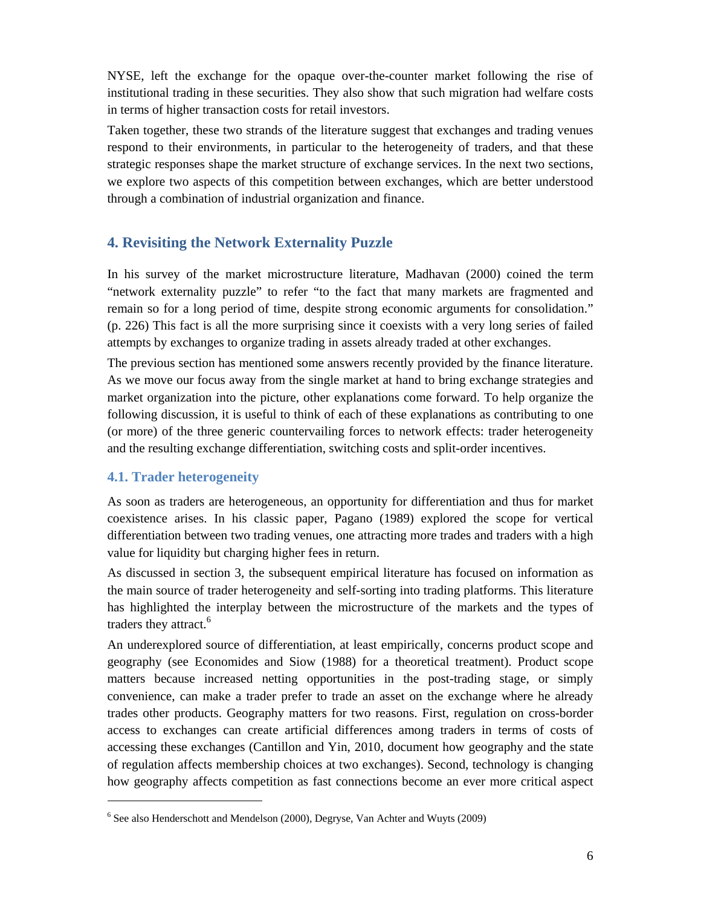NYSE, left the exchange for the opaque over-the-counter market following the rise of institutional trading in these securities. They also show that such migration had welfare costs in terms of higher transaction costs for retail investors.

Taken together, these two strands of the literature suggest that exchanges and trading venues respond to their environments, in particular to the heterogeneity of traders, and that these strategic responses shape the market structure of exchange services. In the next two sections, we explore two aspects of this competition between exchanges, which are better understood through a combination of industrial organization and finance.

## 4. Revisiting the Network Externality Puzzle

In his survey of the market microstructure literature, Madhavan (2000) coined the term "network externality puzzle" to refer "to the fact that many markets are fragmented and remain so for a long period of time, despite strong economic arguments for consolidation." (p. 226) This fact is all the more surprising since it coexists with a very long series of failed attempts by exchanges to organize trading in assets already traded at other exchanges.

The previous section has mentioned some answers recently provided by the finance literature. As we move our focus away from the single market at hand to bring exchange strategies and market organization into the picture, other explanations come forward. To help organize the following discussion, it is useful to think of each of these explanations as contributing to one (or more) of the three generic countervailing forces to network effects: trader heterogeneity and the resulting exchange differentiation, switching costs and split-order incentives.

### 4.1. Trader heterogeneity

As soon as traders are heterogeneous, an opportunity for differentiation and thus for market coexistence arises. In his classic paper, Pagano (1989) explored the scope for vertical differentiation between two trading venues, one attracting more trades and traders with a high value for liquidity but charging higher fees in return.

As discussed in section 3, the subsequent empirical literature has focused on information as the main source of trader heterogeneity and self-sorting into trading platforms. This literature has highlighted the interplay between the microstructure of the markets and the types of traders they attract.[6]

An underexplored source of differentiation, at least empirically, concerns product scope and geography (see Economides and Siow (1988) for a theoretical treatment). Product scope matters because increased netting opportunities in the post-trading stage, or simply convenience, can make a trader prefer to trade an asset on the exchange where he already trades other products. Geography matters for two reasons. First, regulation on cross-border access to exchanges can create artificial differences among traders in terms of costs of accessing these exchanges (Cantillon and Yin, 2010, document how geography and the state of regulation affects membership choices at two exchanges). Second, technology is changing how geography affects competition as fast connections become an ever more critical aspect

---

[6] See also Henderschott and Mendelson (2000), Degryse, Van Achter and Wuyts (2009)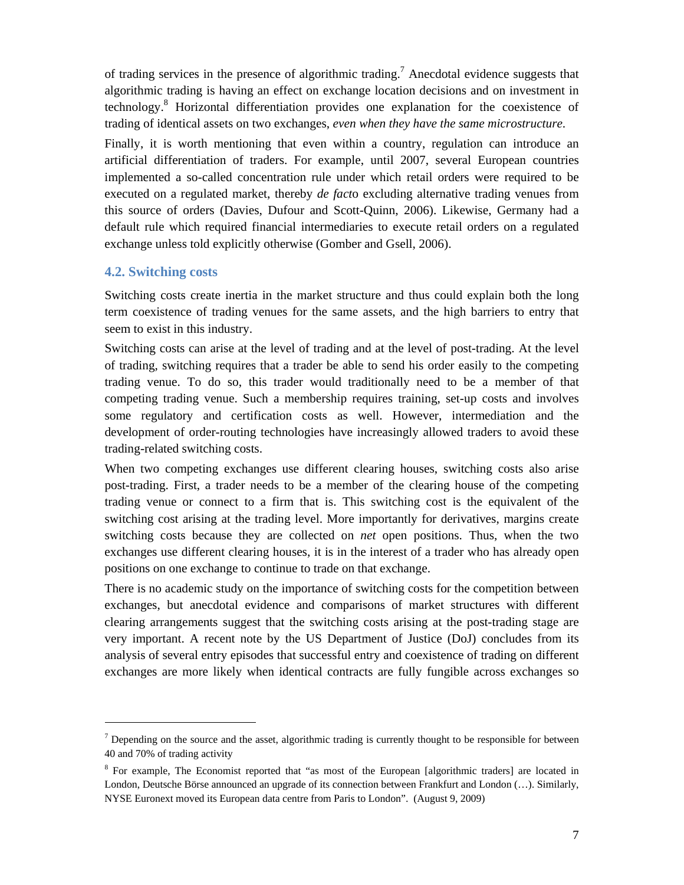of trading services in the presence of algorithmic trading.[7] Anecdotal evidence suggests that algorithmic trading is having an effect on exchange location decisions and on investment in technology.[8] Horizontal differentiation provides one explanation for the coexistence of trading of identical assets on two exchanges, *even when they have the same microstructure.*

Finally, it is worth mentioning that even within a country, regulation can introduce an artificial differentiation of traders. For example, until 2007, several European countries implemented a so-called concentration rule under which retail orders were required to be executed on a regulated market, thereby *de facto* excluding alternative trading venues from this source of orders (Davies, Dufour and Scott-Quinn, 2006). Likewise, Germany had a default rule which required financial intermediaries to execute retail orders on a regulated exchange unless told explicitly otherwise (Gomber and Gsell, 2006).

### 4.2. Switching costs

Switching costs create inertia in the market structure and thus could explain both the long term coexistence of trading venues for the same assets, and the high barriers to entry that seem to exist in this industry.

Switching costs can arise at the level of trading and at the level of post-trading. At the level of trading, switching requires that a trader be able to send his order easily to the competing trading venue. To do so, this trader would traditionally need to be a member of that competing trading venue. Such a membership requires training, set-up costs and involves some regulatory and certification costs as well. However, intermediation and the development of order-routing technologies have increasingly allowed traders to avoid these trading-related switching costs.

When two competing exchanges use different clearing houses, switching costs also arise post-trading. First, a trader needs to be a member of the clearing house of the competing trading venue or connect to a firm that is. This switching cost is the equivalent of the switching cost arising at the trading level. More importantly for derivatives, margins create switching costs because they are collected on *net* open positions. Thus, when the two exchanges use different clearing houses, it is in the interest of a trader who has already open positions on one exchange to continue to trade on that exchange.

There is no academic study on the importance of switching costs for the competition between exchanges, but anecdotal evidence and comparisons of market structures with different clearing arrangements suggest that the switching costs arising at the post-trading stage are very important. A recent note by the US Department of Justice (DoJ) concludes from its analysis of several entry episodes that successful entry and coexistence of trading on different exchanges are more likely when identical contracts are fully fungible across exchanges so

---

[7] Depending on the source and the asset, algorithmic trading is currently thought to be responsible for between 40 and 70% of trading activity

[8] For example, The Economist reported that "as most of the European [algorithmic traders] are located in London, Deutsche Börse announced an upgrade of its connection between Frankfurt and London (…). Similarly, NYSE Euronext moved its European data centre from Paris to London". (August 9, 2009)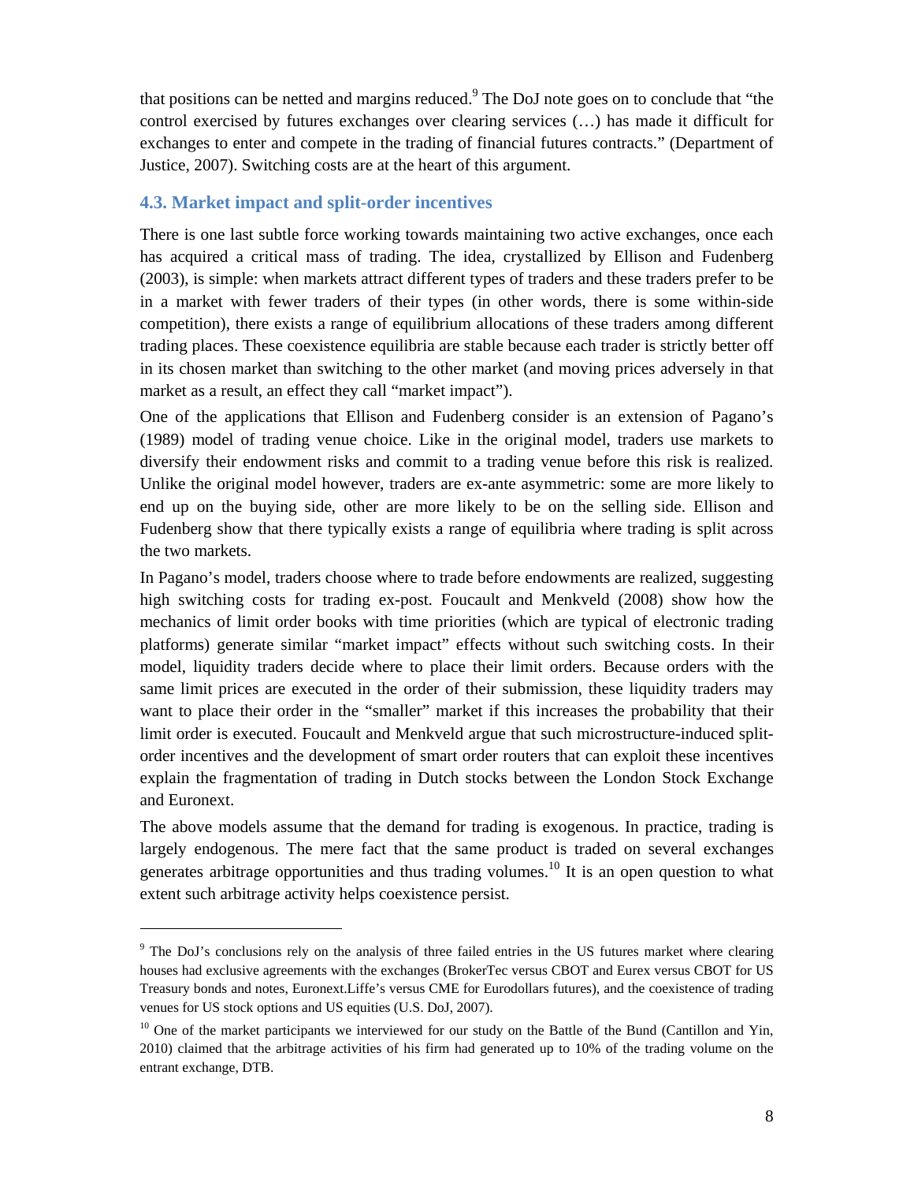that positions can be netted and margins reduced.[9] The DoJ note goes on to conclude that "the control exercised by futures exchanges over clearing services (…) has made it difficult for exchanges to enter and compete in the trading of financial futures contracts." (Department of Justice, 2007). Switching costs are at the heart of this argument.

### 4.3. Market impact and split-order incentives

There is one last subtle force working towards maintaining two active exchanges, once each has acquired a critical mass of trading. The idea, crystallized by Ellison and Fudenberg (2003), is simple: when markets attract different types of traders and these traders prefer to be in a market with fewer traders of their types (in other words, there is some within-side competition), there exists a range of equilibrium allocations of these traders among different trading places. These coexistence equilibria are stable because each trader is strictly better off in its chosen market than switching to the other market (and moving prices adversely in that market as a result, an effect they call "market impact").

One of the applications that Ellison and Fudenberg consider is an extension of Pagano's (1989) model of trading venue choice. Like in the original model, traders use markets to diversify their endowment risks and commit to a trading venue before this risk is realized. Unlike the original model however, traders are ex-ante asymmetric: some are more likely to end up on the buying side, other are more likely to be on the selling side. Ellison and Fudenberg show that there typically exists a range of equilibria where trading is split across the two markets.

In Pagano's model, traders choose where to trade before endowments are realized, suggesting high switching costs for trading ex-post. Foucault and Menkveld (2008) show how the mechanics of limit order books with time priorities (which are typical of electronic trading platforms) generate similar "market impact" effects without such switching costs. In their model, liquidity traders decide where to place their limit orders. Because orders with the same limit prices are executed in the order of their submission, these liquidity traders may want to place their order in the "smaller" market if this increases the probability that their limit order is executed. Foucault and Menkveld argue that such microstructure-induced split-order incentives and the development of smart order routers that can exploit these incentives explain the fragmentation of trading in Dutch stocks between the London Stock Exchange and Euronext.

The above models assume that the demand for trading is exogenous. In practice, trading is largely endogenous. The mere fact that the same product is traded on several exchanges generates arbitrage opportunities and thus trading volumes.[10] It is an open question to what extent such arbitrage activity helps coexistence persist.

---

[9] The DoJ's conclusions rely on the analysis of three failed entries in the US futures market where clearing houses had exclusive agreements with the exchanges (BrokerTec versus CBOT and Eurex versus CBOT for US Treasury bonds and notes, Euronext.Liffe's versus CME for Eurodollars futures), and the coexistence of trading venues for US stock options and US equities (U.S. DoJ, 2007).

[10] One of the market participants we interviewed for our study on the Battle of the Bund (Cantillon and Yin, 2010) claimed that the arbitrage activities of his firm had generated up to 10% of the trading volume on the entrant exchange, DTB.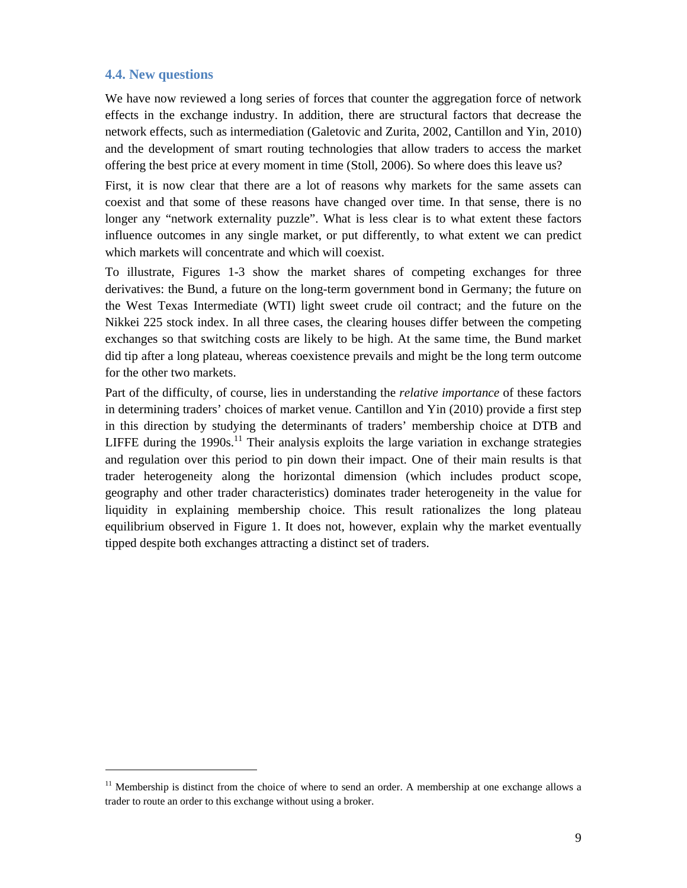### 4.4. New questions

We have now reviewed a long series of forces that counter the aggregation force of network effects in the exchange industry. In addition, there are structural factors that decrease the network effects, such as intermediation (Galetovic and Zurita, 2002, Cantillon and Yin, 2010) and the development of smart routing technologies that allow traders to access the market offering the best price at every moment in time (Stoll, 2006). So where does this leave us?

First, it is now clear that there are a lot of reasons why markets for the same assets can coexist and that some of these reasons have changed over time. In that sense, there is no longer any "network externality puzzle". What is less clear is to what extent these factors influence outcomes in any single market, or put differently, to what extent we can predict which markets will concentrate and which will coexist.

To illustrate, Figures 1-3 show the market shares of competing exchanges for three derivatives: the Bund, a future on the long-term government bond in Germany; the future on the West Texas Intermediate (WTI) light sweet crude oil contract; and the future on the Nikkei 225 stock index. In all three cases, the clearing houses differ between the competing exchanges so that switching costs are likely to be high. At the same time, the Bund market did tip after a long plateau, whereas coexistence prevails and might be the long term outcome for the other two markets.

Part of the difficulty, of course, lies in understanding the *relative importance* of these factors in determining traders' choices of market venue. Cantillon and Yin (2010) provide a first step in this direction by studying the determinants of traders' membership choice at DTB and LIFFE during the 1990s.[11] Their analysis exploits the large variation in exchange strategies and regulation over this period to pin down their impact. One of their main results is that trader heterogeneity along the horizontal dimension (which includes product scope, geography and other trader characteristics) dominates trader heterogeneity in the value for liquidity in explaining membership choice. This result rationalizes the long plateau equilibrium observed in Figure 1. It does not, however, explain why the market eventually tipped despite both exchanges attracting a distinct set of traders.

---

[11] Membership is distinct from the choice of where to send an order. A membership at one exchange allows a trader to route an order to this exchange without using a broker.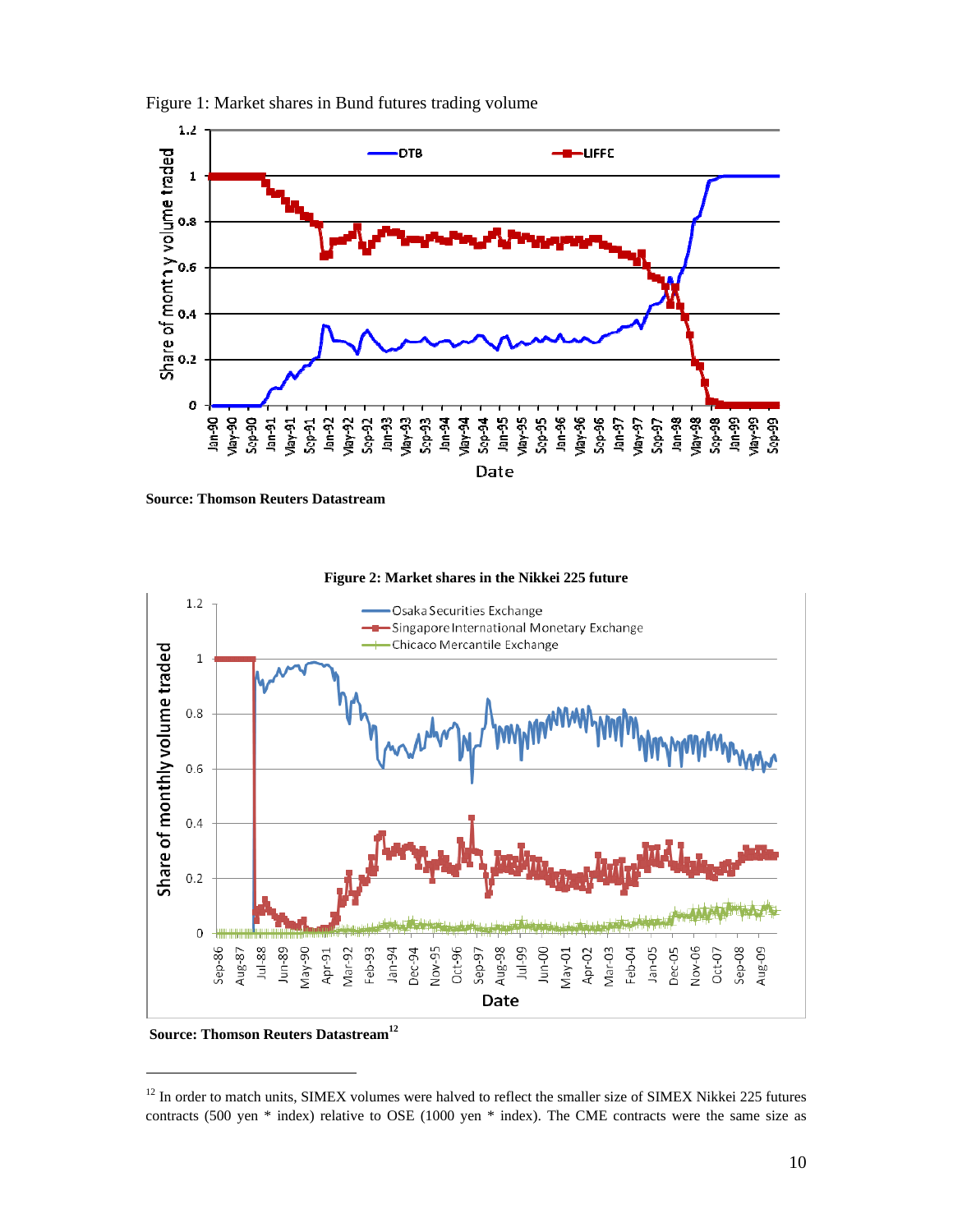Figure 1: Market shares in Bund futures trading volume

**Source: Thomson Reuters Datastream**

**Figure 2: Market shares in the Nikkei 225 future**

**Source: Thomson Reuters Datastream**[12]

---

[12] In order to match units, SIMEX volumes were halved to reflect the smaller size of SIMEX Nikkei 225 futures contracts (500 yen * index) relative to OSE (1000 yen * index). The CME contracts were the same size as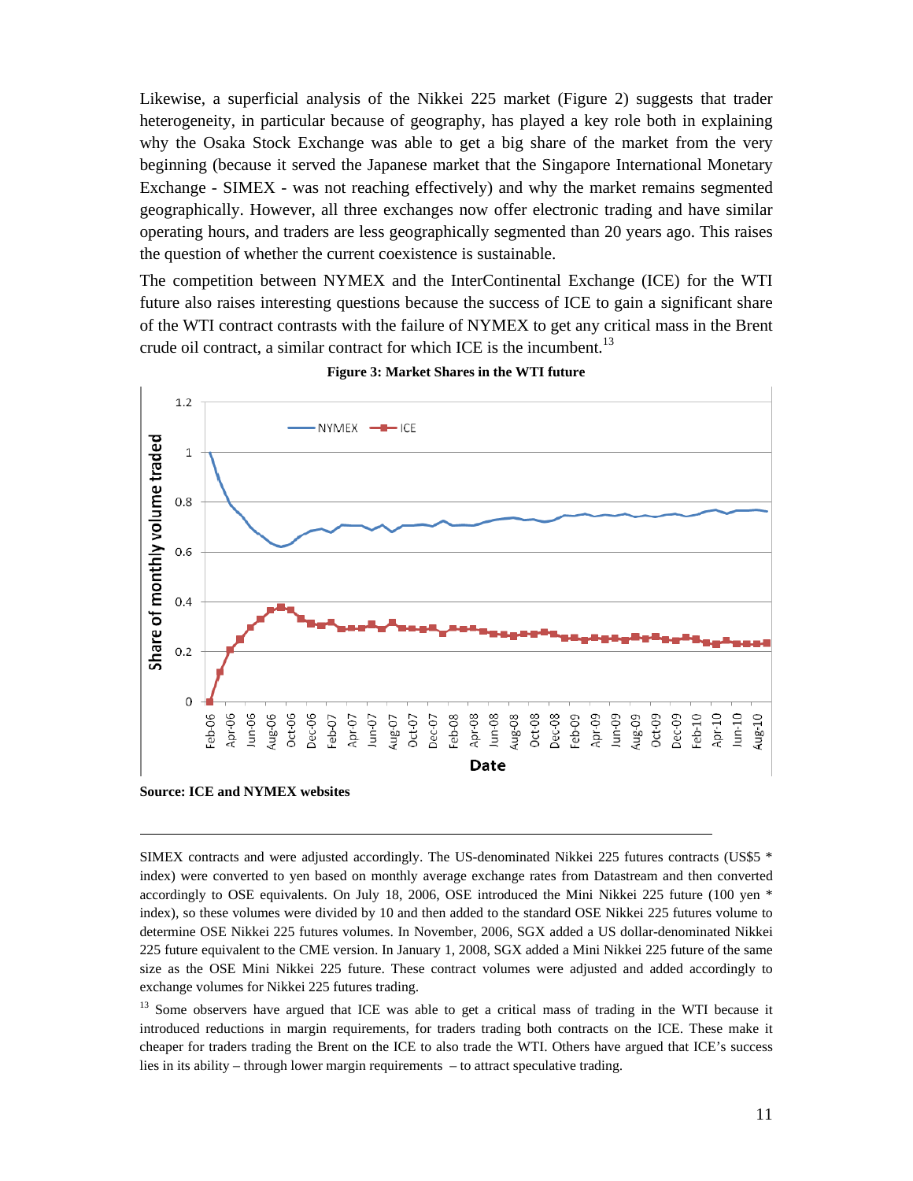Likewise, a superficial analysis of the Nikkei 225 market (Figure 2) suggests that trader heterogeneity, in particular because of geography, has played a key role both in explaining why the Osaka Stock Exchange was able to get a big share of the market from the very beginning (because it served the Japanese market that the Singapore International Monetary Exchange - SIMEX - was not reaching effectively) and why the market remains segmented geographically. However, all three exchanges now offer electronic trading and have similar operating hours, and traders are less geographically segmented than 20 years ago. This raises the question of whether the current coexistence is sustainable.

The competition between NYMEX and the InterContinental Exchange (ICE) for the WTI future also raises interesting questions because the success of ICE to gain a significant share of the WTI contract contrasts with the failure of NYMEX to get any critical mass in the Brent crude oil contract, a similar contract for which ICE is the incumbent.[13]

**Figure 3: Market Shares in the WTI future**

**Source: ICE and NYMEX websites**

---

SIMEX contracts and were adjusted accordingly. The US-denominated Nikkei 225 futures contracts (US$5 * index) were converted to yen based on monthly average exchange rates from Datastream and then converted accordingly to OSE equivalents. On July 18, 2006, OSE introduced the Mini Nikkei 225 future (100 yen * index), so these volumes were divided by 10 and then added to the standard OSE Nikkei 225 futures volume to determine OSE Nikkei 225 futures volumes. In November, 2006, SGX added a US dollar-denominated Nikkei 225 future equivalent to the CME version. In January 1, 2008, SGX added a Mini Nikkei 225 future of the same size as the OSE Mini Nikkei 225 future. These contract volumes were adjusted and added accordingly to exchange volumes for Nikkei 225 futures trading.

[13] Some observers have argued that ICE was able to get a critical mass of trading in the WTI because it introduced reductions in margin requirements, for traders trading both contracts on the ICE. These make it cheaper for traders trading the Brent on the ICE to also trade the WTI. Others have argued that ICE's success lies in its ability – through lower margin requirements – to attract speculative trading.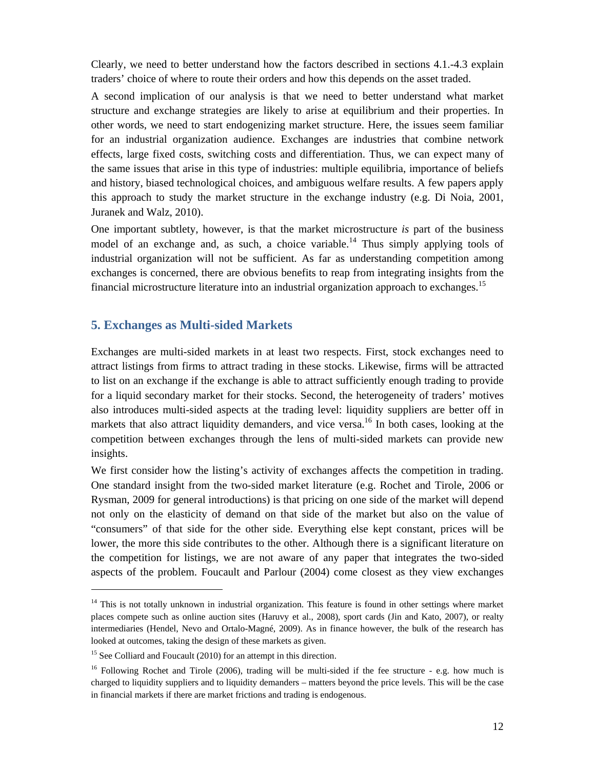Clearly, we need to better understand how the factors described in sections 4.1.-4.3 explain traders' choice of where to route their orders and how this depends on the asset traded.

A second implication of our analysis is that we need to better understand what market structure and exchange strategies are likely to arise at equilibrium and their properties. In other words, we need to start endogenizing market structure. Here, the issues seem familiar for an industrial organization audience. Exchanges are industries that combine network effects, large fixed costs, switching costs and differentiation. Thus, we can expect many of the same issues that arise in this type of industries: multiple equilibria, importance of beliefs and history, biased technological choices, and ambiguous welfare results. A few papers apply this approach to study the market structure in the exchange industry (e.g. Di Noia, 2001, Juranek and Walz, 2010).

One important subtlety, however, is that the market microstructure *is* part of the business model of an exchange and, as such, a choice variable.[14] Thus simply applying tools of industrial organization will not be sufficient. As far as understanding competition among exchanges is concerned, there are obvious benefits to reap from integrating insights from the financial microstructure literature into an industrial organization approach to exchanges.[15]

## 5. Exchanges as Multi-sided Markets

Exchanges are multi-sided markets in at least two respects. First, stock exchanges need to attract listings from firms to attract trading in these stocks. Likewise, firms will be attracted to list on an exchange if the exchange is able to attract sufficiently enough trading to provide for a liquid secondary market for their stocks. Second, the heterogeneity of traders' motives also introduces multi-sided aspects at the trading level: liquidity suppliers are better off in markets that also attract liquidity demanders, and vice versa.[16] In both cases, looking at the competition between exchanges through the lens of multi-sided markets can provide new insights.

We first consider how the listing's activity of exchanges affects the competition in trading. One standard insight from the two-sided market literature (e.g. Rochet and Tirole, 2006 or Rysman, 2009 for general introductions) is that pricing on one side of the market will depend not only on the elasticity of demand on that side of the market but also on the value of "consumers" of that side for the other side. Everything else kept constant, prices will be lower, the more this side contributes to the other. Although there is a significant literature on the competition for listings, we are not aware of any paper that integrates the two-sided aspects of the problem. Foucault and Parlour (2004) come closest as they view exchanges

---

[14] This is not totally unknown in industrial organization. This feature is found in other settings where market places compete such as online auction sites (Haruvy et al., 2008), sport cards (Jin and Kato, 2007), or realty intermediaries (Hendel, Nevo and Ortalo-Magné, 2009). As in finance however, the bulk of the research has looked at outcomes, taking the design of these markets as given.

[15] See Colliard and Foucault (2010) for an attempt in this direction.

[16] Following Rochet and Tirole (2006), trading will be multi-sided if the fee structure - e.g. how much is charged to liquidity suppliers and to liquidity demanders – matters beyond the price levels. This will be the case in financial markets if there are market frictions and trading is endogenous.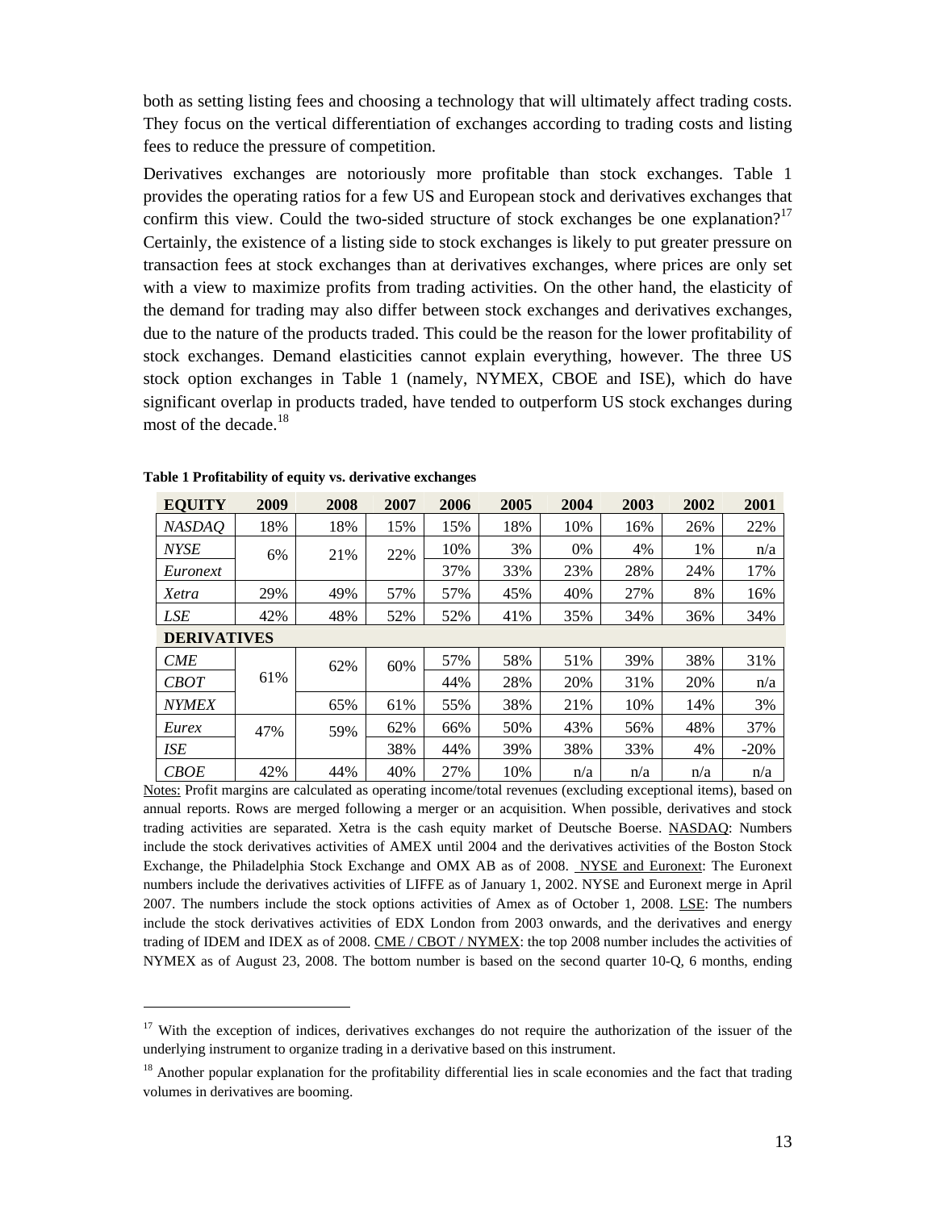both as setting listing fees and choosing a technology that will ultimately affect trading costs. They focus on the vertical differentiation of exchanges according to trading costs and listing fees to reduce the pressure of competition.

Derivatives exchanges are notoriously more profitable than stock exchanges. Table 1 provides the operating ratios for a few US and European stock and derivatives exchanges that confirm this view. Could the two-sided structure of stock exchanges be one explanation?[17] Certainly, the existence of a listing side to stock exchanges is likely to put greater pressure on transaction fees at stock exchanges than at derivatives exchanges, where prices are only set with a view to maximize profits from trading activities. On the other hand, the elasticity of the demand for trading may also differ between stock exchanges and derivatives exchanges, due to the nature of the products traded. This could be the reason for the lower profitability of stock exchanges. Demand elasticities cannot explain everything, however. The three US stock option exchanges in Table 1 (namely, NYMEX, CBOE and ISE), which do have significant overlap in products traded, have tended to outperform US stock exchanges during most of the decade.[18]

**Table 1 Profitability of equity vs. derivative exchanges**

| EQUITY | 2009 | 2008 | 2007 | 2006 | 2005 | 2004 | 2003 | 2002 | 2001 |
|---|---|---|---|---|---|---|---|---|---|
| *NASDAQ* | 18% | 18% | 15% | 15% | 18% | 10% | 16% | 26% | 22% |
| *NYSE* | 6% | 21% | 22% | 10% | 3% | 0% | 4% | 1% | n/a |
| *Euronext* | | | | 37% | 33% | 23% | 28% | 24% | 17% |
| *Xetra* | 29% | 49% | 57% | 57% | 45% | 40% | 27% | 8% | 16% |
| *LSE* | 42% | 48% | 52% | 52% | 41% | 35% | 34% | 36% | 34% |
| **DERIVATIVES** | | | | | | | | | |
| *CME* | 61% | 62% | 60% | 57% | 58% | 51% | 39% | 38% | 31% |
| *CBOT* | | | | 44% | 28% | 20% | 31% | 20% | n/a |
| *NYMEX* | | 65% | 61% | 55% | 38% | 21% | 10% | 14% | 3% |
| *Eurex* | 47% | 59% | 62% | 66% | 50% | 43% | 56% | 48% | 37% |
| *ISE* | | | 38% | 44% | 39% | 38% | 33% | 4% | -20% |
| *CBOE* | 42% | 44% | 40% | 27% | 10% | n/a | n/a | n/a | n/a |

Notes: Profit margins are calculated as operating income/total revenues (excluding exceptional items), based on annual reports. Rows are merged following a merger or an acquisition. When possible, derivatives and stock trading activities are separated. Xetra is the cash equity market of Deutsche Boerse. NASDAQ: Numbers include the stock derivatives activities of AMEX until 2004 and the derivatives activities of the Boston Stock Exchange, the Philadelphia Stock Exchange and OMX AB as of 2008. NYSE and Euronext: The Euronext numbers include the derivatives activities of LIFFE as of January 1, 2002. NYSE and Euronext merge in April 2007. The numbers include the stock options activities of Amex as of October 1, 2008. LSE: The numbers include the stock derivatives activities of EDX London from 2003 onwards, and the derivatives and energy trading of IDEM and IDEX as of 2008. CME / CBOT / NYMEX: the top 2008 number includes the activities of NYMEX as of August 23, 2008. The bottom number is based on the second quarter 10-Q, 6 months, ending

[17] With the exception of indices, derivatives exchanges do not require the authorization of the issuer of the underlying instrument to organize trading in a derivative based on this instrument.

[18] Another popular explanation for the profitability differential lies in scale economies and the fact that trading volumes in derivatives are booming.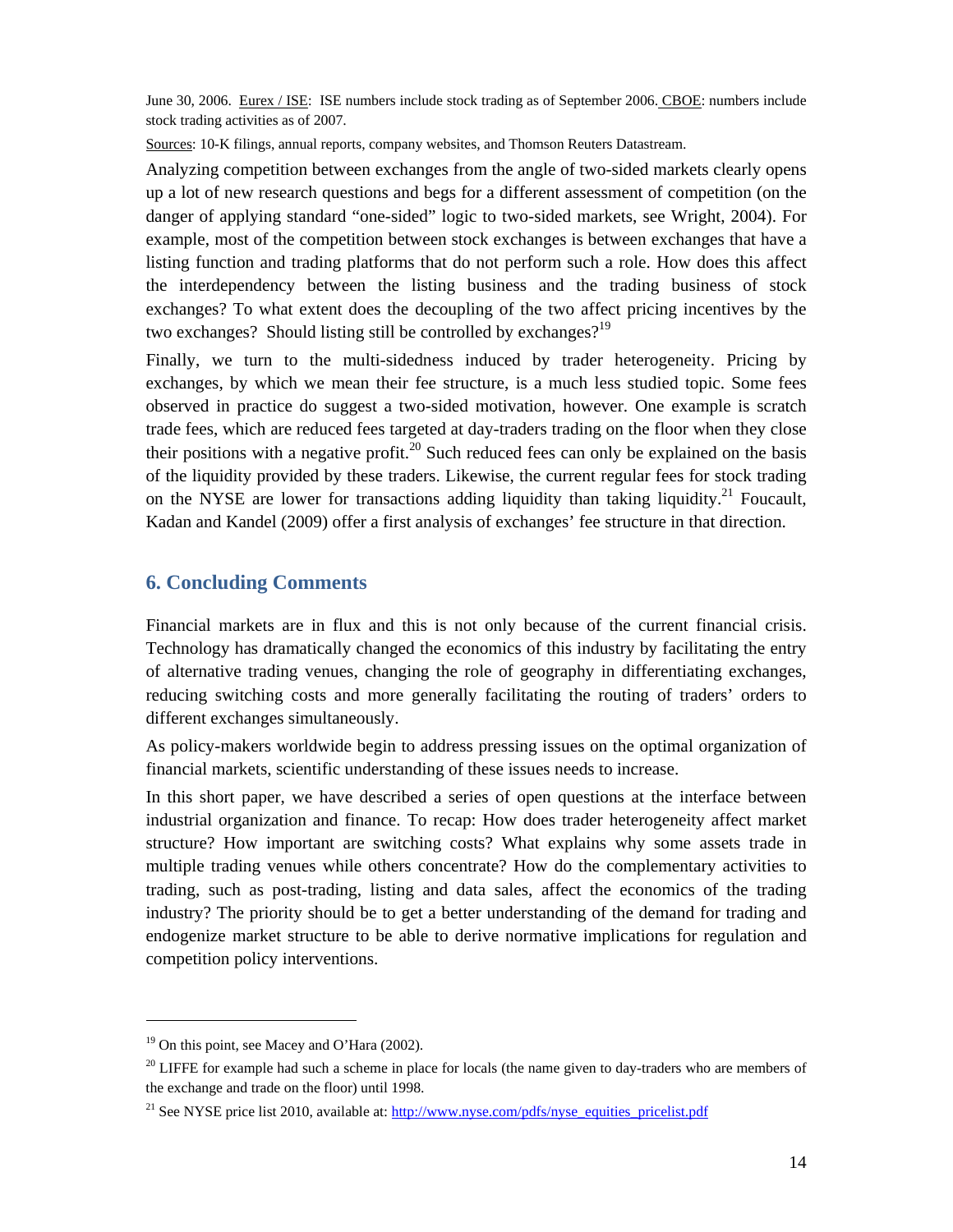June 30, 2006. Eurex / ISE: ISE numbers include stock trading as of September 2006. CBOE: numbers include stock trading activities as of 2007.

Sources: 10-K filings, annual reports, company websites, and Thomson Reuters Datastream.

Analyzing competition between exchanges from the angle of two-sided markets clearly opens up a lot of new research questions and begs for a different assessment of competition (on the danger of applying standard "one-sided" logic to two-sided markets, see Wright, 2004). For example, most of the competition between stock exchanges is between exchanges that have a listing function and trading platforms that do not perform such a role. How does this affect the interdependency between the listing business and the trading business of stock exchanges? To what extent does the decoupling of the two affect pricing incentives by the two exchanges? Should listing still be controlled by exchanges?[19]

Finally, we turn to the multi-sidedness induced by trader heterogeneity. Pricing by exchanges, by which we mean their fee structure, is a much less studied topic. Some fees observed in practice do suggest a two-sided motivation, however. One example is scratch trade fees, which are reduced fees targeted at day-traders trading on the floor when they close their positions with a negative profit.[20] Such reduced fees can only be explained on the basis of the liquidity provided by these traders. Likewise, the current regular fees for stock trading on the NYSE are lower for transactions adding liquidity than taking liquidity.[21] Foucault, Kadan and Kandel (2009) offer a first analysis of exchanges' fee structure in that direction.

## 6. Concluding Comments

Financial markets are in flux and this is not only because of the current financial crisis. Technology has dramatically changed the economics of this industry by facilitating the entry of alternative trading venues, changing the role of geography in differentiating exchanges, reducing switching costs and more generally facilitating the routing of traders' orders to different exchanges simultaneously.

As policy-makers worldwide begin to address pressing issues on the optimal organization of financial markets, scientific understanding of these issues needs to increase.

In this short paper, we have described a series of open questions at the interface between industrial organization and finance. To recap: How does trader heterogeneity affect market structure? How important are switching costs? What explains why some assets trade in multiple trading venues while others concentrate? How do the complementary activities to trading, such as post-trading, listing and data sales, affect the economics of the trading industry? The priority should be to get a better understanding of the demand for trading and endogenize market structure to be able to derive normative implications for regulation and competition policy interventions.

---

[19] On this point, see Macey and O'Hara (2002).

[20] LIFFE for example had such a scheme in place for locals (the name given to day-traders who are members of the exchange and trade on the floor) until 1998.

[21] See NYSE price list 2010, available at: http://www.nyse.com/pdfs/nyse_equities_pricelist.pdf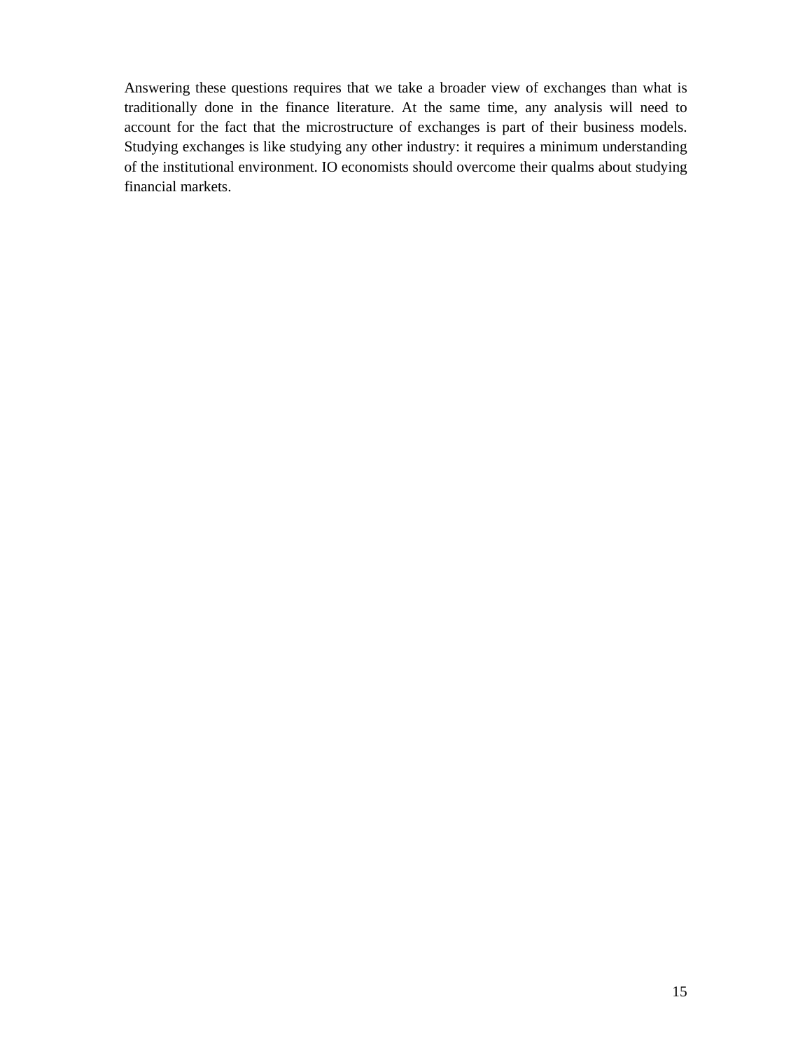Answering these questions requires that we take a broader view of exchanges than what is traditionally done in the finance literature. At the same time, any analysis will need to account for the fact that the microstructure of exchanges is part of their business models. Studying exchanges is like studying any other industry: it requires a minimum understanding of the institutional environment. IO economists should overcome their qualms about studying financial markets.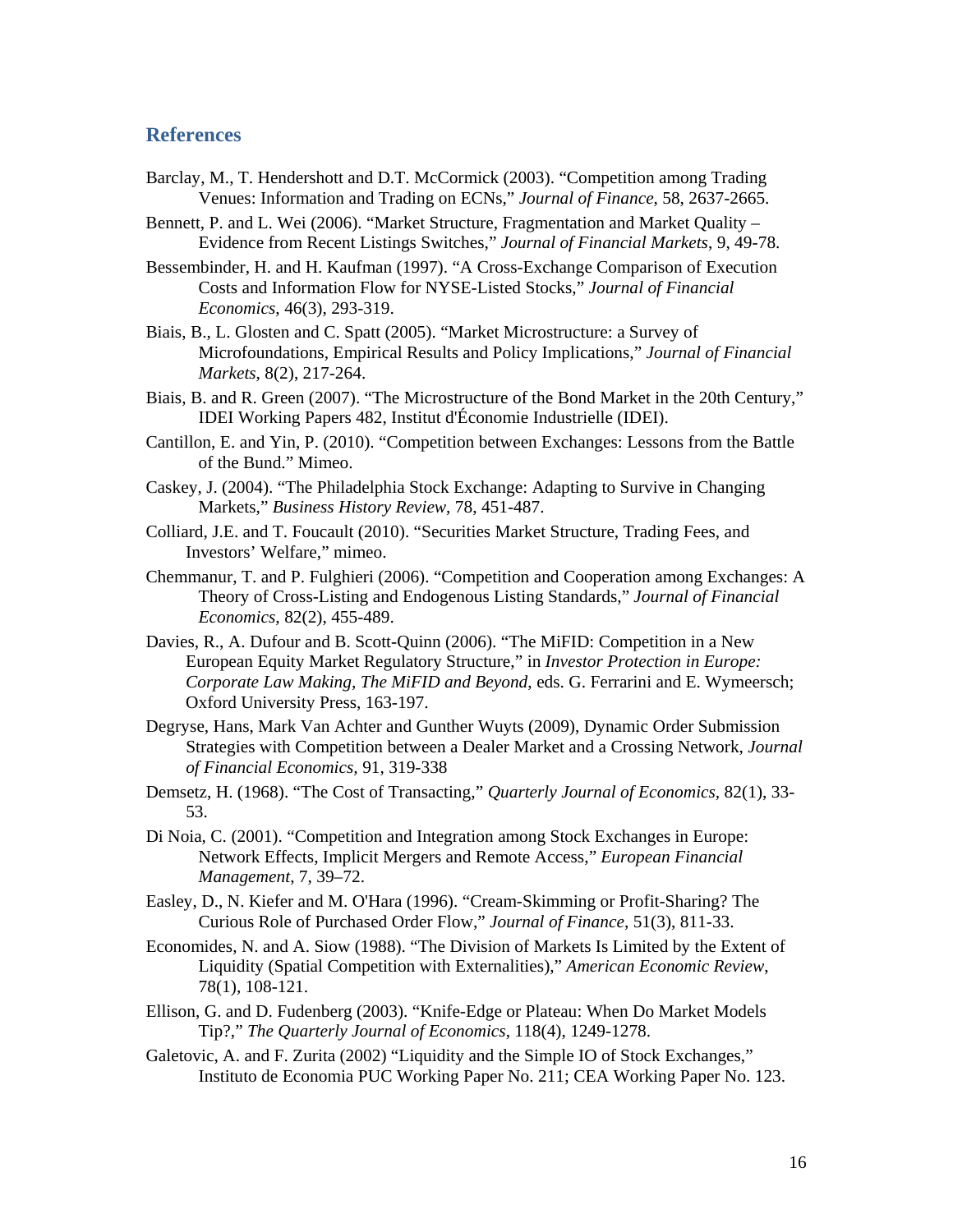## References

Barclay, M., T. Hendershott and D.T. McCormick (2003). "Competition among Trading Venues: Information and Trading on ECNs," *Journal of Finance*, 58, 2637-2665.

Bennett, P. and L. Wei (2006). "Market Structure, Fragmentation and Market Quality – Evidence from Recent Listings Switches," *Journal of Financial Markets*, 9, 49-78.

Bessembinder, H. and H. Kaufman (1997). "A Cross-Exchange Comparison of Execution Costs and Information Flow for NYSE-Listed Stocks," *Journal of Financial Economics*, 46(3), 293-319.

Biais, B., L. Glosten and C. Spatt (2005). "Market Microstructure: a Survey of Microfoundations, Empirical Results and Policy Implications," *Journal of Financial Markets*, 8(2), 217-264.

Biais, B. and R. Green (2007). "The Microstructure of the Bond Market in the 20th Century," IDEI Working Papers 482, Institut d'Économie Industrielle (IDEI).

Cantillon, E. and Yin, P. (2010). "Competition between Exchanges: Lessons from the Battle of the Bund." Mimeo.

Caskey, J. (2004). "The Philadelphia Stock Exchange: Adapting to Survive in Changing Markets," *Business History Review*, 78, 451-487.

Colliard, J.E. and T. Foucault (2010). "Securities Market Structure, Trading Fees, and Investors' Welfare," mimeo.

Chemmanur, T. and P. Fulghieri (2006). "Competition and Cooperation among Exchanges: A Theory of Cross-Listing and Endogenous Listing Standards," *Journal of Financial Economics*, 82(2), 455-489.

Davies, R., A. Dufour and B. Scott-Quinn (2006). "The MiFID: Competition in a New European Equity Market Regulatory Structure," in *Investor Protection in Europe: Corporate Law Making, The MiFID and Beyond*, eds. G. Ferrarini and E. Wymeersch; Oxford University Press, 163-197.

Degryse, Hans, Mark Van Achter and Gunther Wuyts (2009), Dynamic Order Submission Strategies with Competition between a Dealer Market and a Crossing Network, *Journal of Financial Economics*, 91, 319-338

Demsetz, H. (1968). "The Cost of Transacting," *Quarterly Journal of Economics*, 82(1), 33-53.

Di Noia, C. (2001). "Competition and Integration among Stock Exchanges in Europe: Network Effects, Implicit Mergers and Remote Access," *European Financial Management*, 7, 39–72.

Easley, D., N. Kiefer and M. O'Hara (1996). "Cream-Skimming or Profit-Sharing? The Curious Role of Purchased Order Flow," *Journal of Finance*, 51(3), 811-33.

Economides, N. and A. Siow (1988). "The Division of Markets Is Limited by the Extent of Liquidity (Spatial Competition with Externalities)," *American Economic Review*, 78(1), 108-121.

Ellison, G. and D. Fudenberg (2003). "Knife-Edge or Plateau: When Do Market Models Tip?," *The Quarterly Journal of Economics*, 118(4), 1249-1278.

Galetovic, A. and F. Zurita (2002) "Liquidity and the Simple IO of Stock Exchanges," Instituto de Economia PUC Working Paper No. 211; CEA Working Paper No. 123.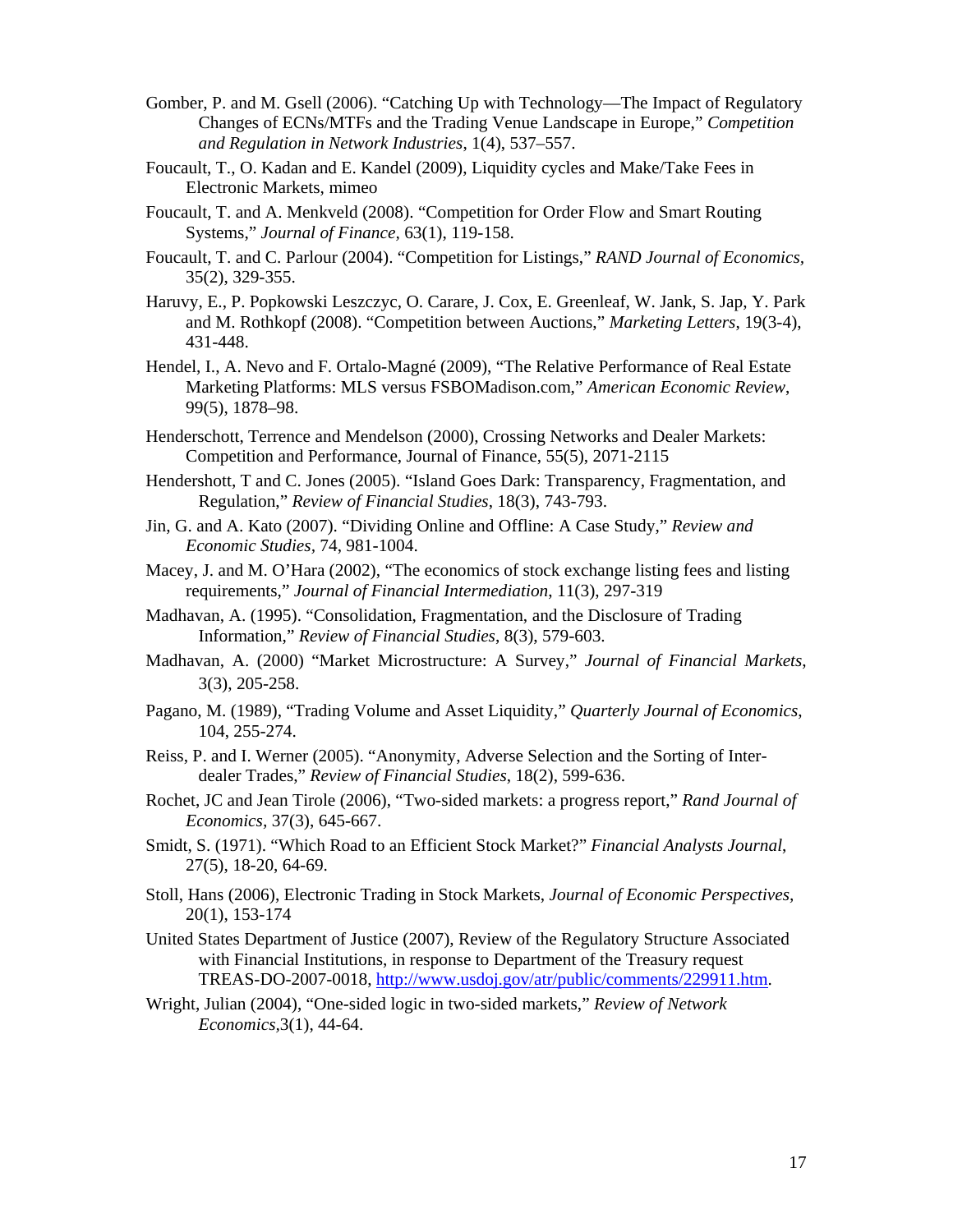Gomber, P. and M. Gsell (2006). "Catching Up with Technology—The Impact of Regulatory Changes of ECNs/MTFs and the Trading Venue Landscape in Europe," *Competition and Regulation in Network Industries*, 1(4), 537–557.

Foucault, T., O. Kadan and E. Kandel (2009), Liquidity cycles and Make/Take Fees in Electronic Markets, mimeo

Foucault, T. and A. Menkveld (2008). "Competition for Order Flow and Smart Routing Systems," *Journal of Finance,* 63(1), 119-158.

Foucault, T. and C. Parlour (2004). "Competition for Listings," *RAND Journal of Economics,* 35(2), 329-355.

Haruvy, E., P. Popkowski Leszczyc, O. Carare, J. Cox, E. Greenleaf, W. Jank, S. Jap, Y. Park and M. Rothkopf (2008). "Competition between Auctions," *Marketing Letters*, 19(3-4), 431-448.

Hendel, I., A. Nevo and F. Ortalo-Magné (2009), "The Relative Performance of Real Estate Marketing Platforms: MLS versus FSBOMadison.com," *American Economic Review*, 99(5), 1878–98.

Henderschott, Terrence and Mendelson (2000), Crossing Networks and Dealer Markets: Competition and Performance, Journal of Finance, 55(5), 2071-2115

Hendershott, T and C. Jones (2005). "Island Goes Dark: Transparency, Fragmentation, and Regulation," *Review of Financial Studies*, 18(3), 743-793.

Jin, G. and A. Kato (2007). "Dividing Online and Offline: A Case Study," *Review and Economic Studies*, 74, 981-1004.

Macey, J. and M. O'Hara (2002), "The economics of stock exchange listing fees and listing requirements," *Journal of Financial Intermediation*, 11(3), 297-319

Madhavan, A. (1995). "Consolidation, Fragmentation, and the Disclosure of Trading Information," *Review of Financial Studies*, 8(3), 579-603.

Madhavan, A. (2000) "Market Microstructure: A Survey," *Journal of Financial Markets*, 3(3), 205-258.

Pagano, M. (1989), "Trading Volume and Asset Liquidity," *Quarterly Journal of Economics*, 104, 255-274.

Reiss, P. and I. Werner (2005). "Anonymity, Adverse Selection and the Sorting of Inter-dealer Trades," *Review of Financial Studies*, 18(2), 599-636.

Rochet, JC and Jean Tirole (2006), "Two-sided markets: a progress report," *Rand Journal of Economics*, 37(3), 645-667.

Smidt, S. (1971). "Which Road to an Efficient Stock Market?" *Financial Analysts Journal*, 27(5), 18-20, 64-69.

Stoll, Hans (2006), Electronic Trading in Stock Markets, *Journal of Economic Perspectives*, 20(1), 153-174

United States Department of Justice (2007), Review of the Regulatory Structure Associated with Financial Institutions, in response to Department of the Treasury request TREAS-DO-2007-0018, http://www.usdoj.gov/atr/public/comments/229911.htm.

Wright, Julian (2004), "One-sided logic in two-sided markets," *Review of Network Economics*,3(1), 44-64.